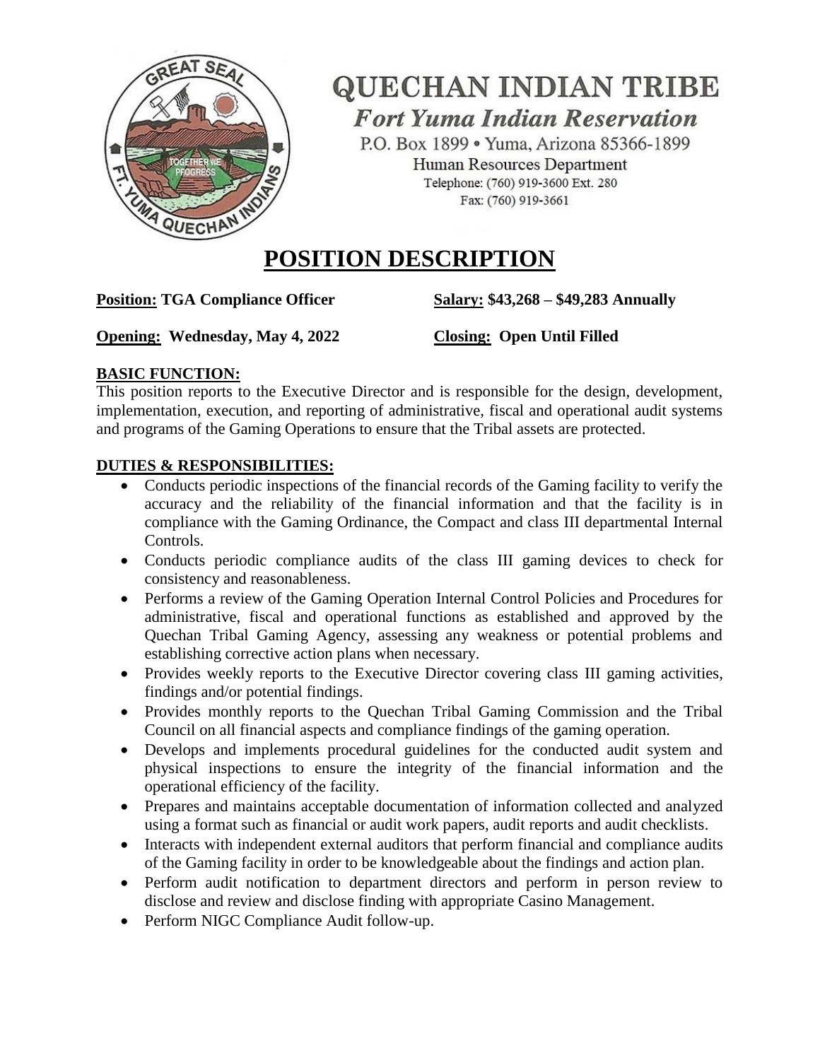# QUECHAN INDIAN TRIBE

***Fort Yuma Indian Reservation***

P.O. Box 1899 • Yuma, Arizona 85366-1899
Human Resources Department
Telephone: (760) 919-3600 Ext. 280
Fax: (760) 919-3661

## POSITION DESCRIPTION

**Position: TGA Compliance Officer** **Salary: $43,268 – $49,283 Annually**

**Opening: Wednesday, May 4, 2022** **Closing: Open Until Filled**

**BASIC FUNCTION:**

This position reports to the Executive Director and is responsible for the design, development, implementation, execution, and reporting of administrative, fiscal and operational audit systems and programs of the Gaming Operations to ensure that the Tribal assets are protected.

**DUTIES & RESPONSIBILITIES:**

- Conducts periodic inspections of the financial records of the Gaming facility to verify the accuracy and the reliability of the financial information and that the facility is in compliance with the Gaming Ordinance, the Compact and class III departmental Internal Controls.
- Conducts periodic compliance audits of the class III gaming devices to check for consistency and reasonableness.
- Performs a review of the Gaming Operation Internal Control Policies and Procedures for administrative, fiscal and operational functions as established and approved by the Quechan Tribal Gaming Agency, assessing any weakness or potential problems and establishing corrective action plans when necessary.
- Provides weekly reports to the Executive Director covering class III gaming activities, findings and/or potential findings.
- Provides monthly reports to the Quechan Tribal Gaming Commission and the Tribal Council on all financial aspects and compliance findings of the gaming operation.
- Develops and implements procedural guidelines for the conducted audit system and physical inspections to ensure the integrity of the financial information and the operational efficiency of the facility.
- Prepares and maintains acceptable documentation of information collected and analyzed using a format such as financial or audit work papers, audit reports and audit checklists.
- Interacts with independent external auditors that perform financial and compliance audits of the Gaming facility in order to be knowledgeable about the findings and action plan.
- Perform audit notification to department directors and perform in person review to disclose and review and disclose finding with appropriate Casino Management.
- Perform NIGC Compliance Audit follow-up.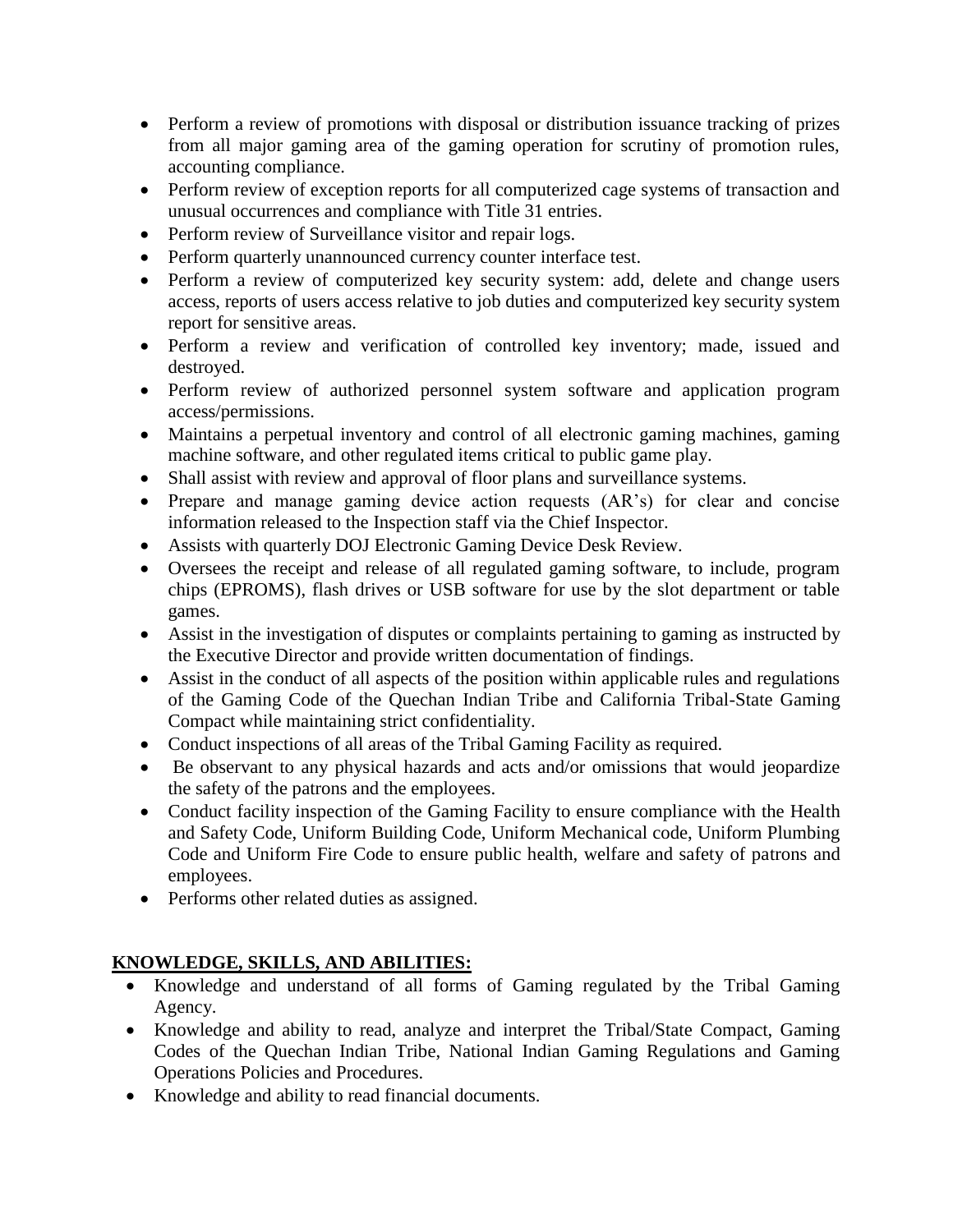- Perform a review of promotions with disposal or distribution issuance tracking of prizes from all major gaming area of the gaming operation for scrutiny of promotion rules, accounting compliance.
- Perform review of exception reports for all computerized cage systems of transaction and unusual occurrences and compliance with Title 31 entries.
- Perform review of Surveillance visitor and repair logs.
- Perform quarterly unannounced currency counter interface test.
- Perform a review of computerized key security system: add, delete and change users access, reports of users access relative to job duties and computerized key security system report for sensitive areas.
- Perform a review and verification of controlled key inventory; made, issued and destroyed.
- Perform review of authorized personnel system software and application program access/permissions.
- Maintains a perpetual inventory and control of all electronic gaming machines, gaming machine software, and other regulated items critical to public game play.
- Shall assist with review and approval of floor plans and surveillance systems.
- Prepare and manage gaming device action requests (AR's) for clear and concise information released to the Inspection staff via the Chief Inspector.
- Assists with quarterly DOJ Electronic Gaming Device Desk Review.
- Oversees the receipt and release of all regulated gaming software, to include, program chips (EPROMS), flash drives or USB software for use by the slot department or table games.
- Assist in the investigation of disputes or complaints pertaining to gaming as instructed by the Executive Director and provide written documentation of findings.
- Assist in the conduct of all aspects of the position within applicable rules and regulations of the Gaming Code of the Quechan Indian Tribe and California Tribal-State Gaming Compact while maintaining strict confidentiality.
- Conduct inspections of all areas of the Tribal Gaming Facility as required.
- Be observant to any physical hazards and acts and/or omissions that would jeopardize the safety of the patrons and the employees.
- Conduct facility inspection of the Gaming Facility to ensure compliance with the Health and Safety Code, Uniform Building Code, Uniform Mechanical code, Uniform Plumbing Code and Uniform Fire Code to ensure public health, welfare and safety of patrons and employees.
- Performs other related duties as assigned.

## KNOWLEDGE, SKILLS, AND ABILITIES:

- Knowledge and understand of all forms of Gaming regulated by the Tribal Gaming Agency.
- Knowledge and ability to read, analyze and interpret the Tribal/State Compact, Gaming Codes of the Quechan Indian Tribe, National Indian Gaming Regulations and Gaming Operations Policies and Procedures.
- Knowledge and ability to read financial documents.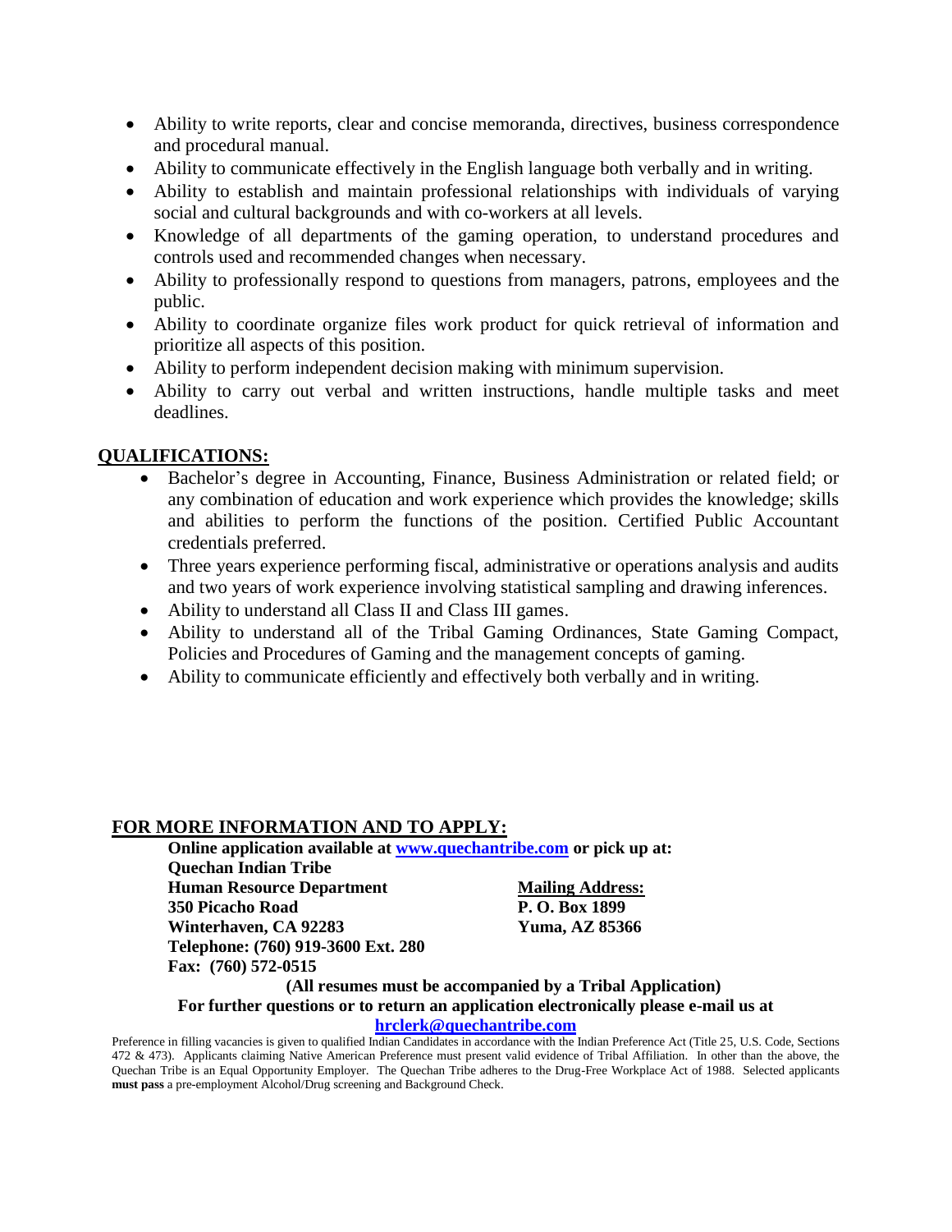- Ability to write reports, clear and concise memoranda, directives, business correspondence and procedural manual.
- Ability to communicate effectively in the English language both verbally and in writing.
- Ability to establish and maintain professional relationships with individuals of varying social and cultural backgrounds and with co-workers at all levels.
- Knowledge of all departments of the gaming operation, to understand procedures and controls used and recommended changes when necessary.
- Ability to professionally respond to questions from managers, patrons, employees and the public.
- Ability to coordinate organize files work product for quick retrieval of information and prioritize all aspects of this position.
- Ability to perform independent decision making with minimum supervision.
- Ability to carry out verbal and written instructions, handle multiple tasks and meet deadlines.

## QUALIFICATIONS:

- Bachelor's degree in Accounting, Finance, Business Administration or related field; or any combination of education and work experience which provides the knowledge; skills and abilities to perform the functions of the position. Certified Public Accountant credentials preferred.
- Three years experience performing fiscal, administrative or operations analysis and audits and two years of work experience involving statistical sampling and drawing inferences.
- Ability to understand all Class II and Class III games.
- Ability to understand all of the Tribal Gaming Ordinances, State Gaming Compact, Policies and Procedures of Gaming and the management concepts of gaming.
- Ability to communicate efficiently and effectively both verbally and in writing.

## FOR MORE INFORMATION AND TO APPLY:

**Online application available at [www.quechantribe.com](www.quechantribe.com) or pick up at:**

**Quechan Indian Tribe**
**Human Resource Department**
**350 Picacho Road**
**Winterhaven, CA 92283**
**Telephone: (760) 919-3600 Ext. 280**
**Fax: (760) 572-0515**

**Mailing Address:**
**P. O. Box 1899**
**Yuma, AZ 85366**

**(All resumes must be accompanied by a Tribal Application)**

**For further questions or to return an application electronically please e-mail us at [hrclerk@quechantribe.com](mailto:hrclerk@quechantribe.com)**

Preference in filling vacancies is given to qualified Indian Candidates in accordance with the Indian Preference Act (Title 25, U.S. Code, Sections 472 & 473). Applicants claiming Native American Preference must present valid evidence of Tribal Affiliation. In other than the above, the Quechan Tribe is an Equal Opportunity Employer. The Quechan Tribe adheres to the Drug-Free Workplace Act of 1988. Selected applicants **must pass** a pre-employment Alcohol/Drug screening and Background Check.